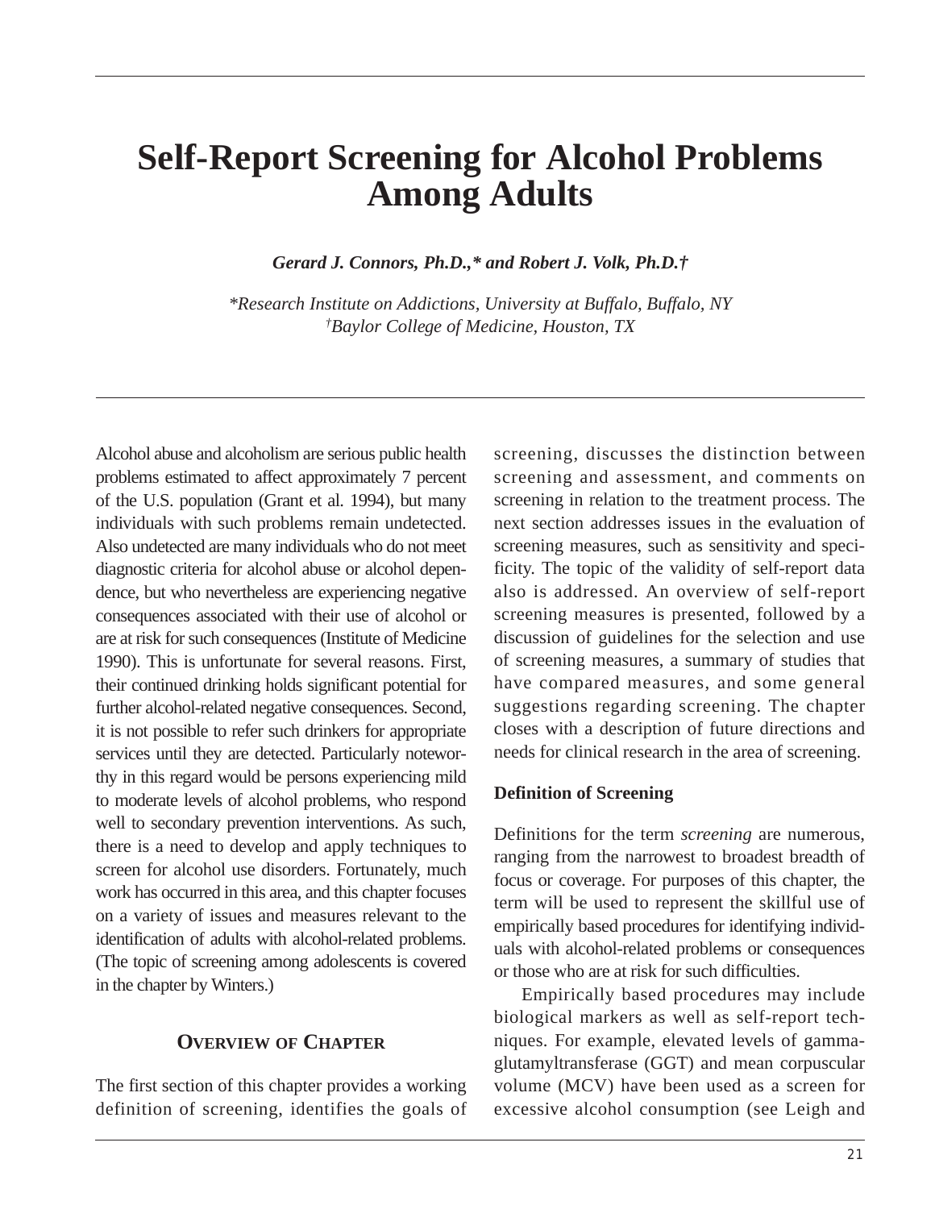# Self-Report Screening for Alcohol Problems Among Adults

***Gerard J. Connors, Ph.D.,\* and Robert J. Volk, Ph.D.†***

*\*Research Institute on Addictions, University at Buffalo, Buffalo, NY*
*†Baylor College of Medicine, Houston, TX*

Alcohol abuse and alcoholism are serious public health problems estimated to affect approximately 7 percent of the U.S. population (Grant et al. 1994), but many individuals with such problems remain undetected. Also undetected are many individuals who do not meet diagnostic criteria for alcohol abuse or alcohol dependence, but who nevertheless are experiencing negative consequences associated with their use of alcohol or are at risk for such consequences (Institute of Medicine 1990). This is unfortunate for several reasons. First, their continued drinking holds significant potential for further alcohol-related negative consequences. Second, it is not possible to refer such drinkers for appropriate services until they are detected. Particularly noteworthy in this regard would be persons experiencing mild to moderate levels of alcohol problems, who respond well to secondary prevention interventions. As such, there is a need to develop and apply techniques to screen for alcohol use disorders. Fortunately, much work has occurred in this area, and this chapter focuses on a variety of issues and measures relevant to the identification of adults with alcohol-related problems. (The topic of screening among adolescents is covered in the chapter by Winters.)

## Overview of Chapter

The first section of this chapter provides a working definition of screening, identifies the goals of screening, discusses the distinction between screening and assessment, and comments on screening in relation to the treatment process. The next section addresses issues in the evaluation of screening measures, such as sensitivity and specificity. The topic of the validity of self-report data also is addressed. An overview of self-report screening measures is presented, followed by a discussion of guidelines for the selection and use of screening measures, a summary of studies that have compared measures, and some general suggestions regarding screening. The chapter closes with a description of future directions and needs for clinical research in the area of screening.

### Definition of Screening

Definitions for the term *screening* are numerous, ranging from the narrowest to broadest breadth of focus or coverage. For purposes of this chapter, the term will be used to represent the skillful use of empirically based procedures for identifying individuals with alcohol-related problems or consequences or those who are at risk for such difficulties.

Empirically based procedures may include biological markers as well as self-report techniques. For example, elevated levels of gamma-glutamyltransferase (GGT) and mean corpuscular volume (MCV) have been used as a screen for excessive alcohol consumption (see Leigh and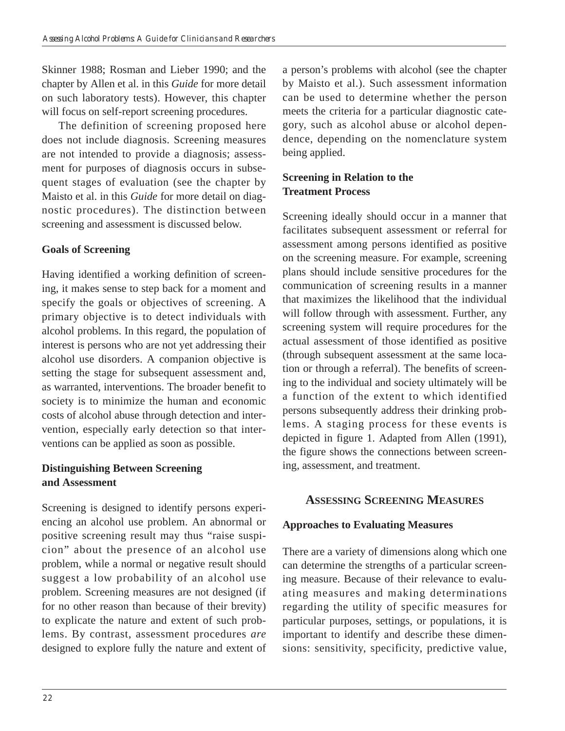Skinner 1988; Rosman and Lieber 1990; and the chapter by Allen et al. in this *Guide* for more detail on such laboratory tests). However, this chapter will focus on self-report screening procedures.

The definition of screening proposed here does not include diagnosis. Screening measures are not intended to provide a diagnosis; assessment for purposes of diagnosis occurs in subsequent stages of evaluation (see the chapter by Maisto et al. in this *Guide* for more detail on diagnostic procedures). The distinction between screening and assessment is discussed below.

### Goals of Screening

Having identified a working definition of screening, it makes sense to step back for a moment and specify the goals or objectives of screening. A primary objective is to detect individuals with alcohol problems. In this regard, the population of interest is persons who are not yet addressing their alcohol use disorders. A companion objective is setting the stage for subsequent assessment and, as warranted, interventions. The broader benefit to society is to minimize the human and economic costs of alcohol abuse through detection and intervention, especially early detection so that interventions can be applied as soon as possible.

### Distinguishing Between Screening and Assessment

Screening is designed to identify persons experiencing an alcohol use problem. An abnormal or positive screening result may thus "raise suspicion" about the presence of an alcohol use problem, while a normal or negative result should suggest a low probability of an alcohol use problem. Screening measures are not designed (if for no other reason than because of their brevity) to explicate the nature and extent of such problems. By contrast, assessment procedures *are* designed to explore fully the nature and extent of a person's problems with alcohol (see the chapter by Maisto et al.). Such assessment information can be used to determine whether the person meets the criteria for a particular diagnostic category, such as alcohol abuse or alcohol dependence, depending on the nomenclature system being applied.

### Screening in Relation to the Treatment Process

Screening ideally should occur in a manner that facilitates subsequent assessment or referral for assessment among persons identified as positive on the screening measure. For example, screening plans should include sensitive procedures for the communication of screening results in a manner that maximizes the likelihood that the individual will follow through with assessment. Further, any screening system will require procedures for the actual assessment of those identified as positive (through subsequent assessment at the same location or through a referral). The benefits of screening to the individual and society ultimately will be a function of the extent to which identified persons subsequently address their drinking problems. A staging process for these events is depicted in figure 1. Adapted from Allen (1991), the figure shows the connections between screening, assessment, and treatment.

## Assessing Screening Measures

### Approaches to Evaluating Measures

There are a variety of dimensions along which one can determine the strengths of a particular screening measure. Because of their relevance to evaluating measures and making determinations regarding the utility of specific measures for particular purposes, settings, or populations, it is important to identify and describe these dimensions: sensitivity, specificity, predictive value,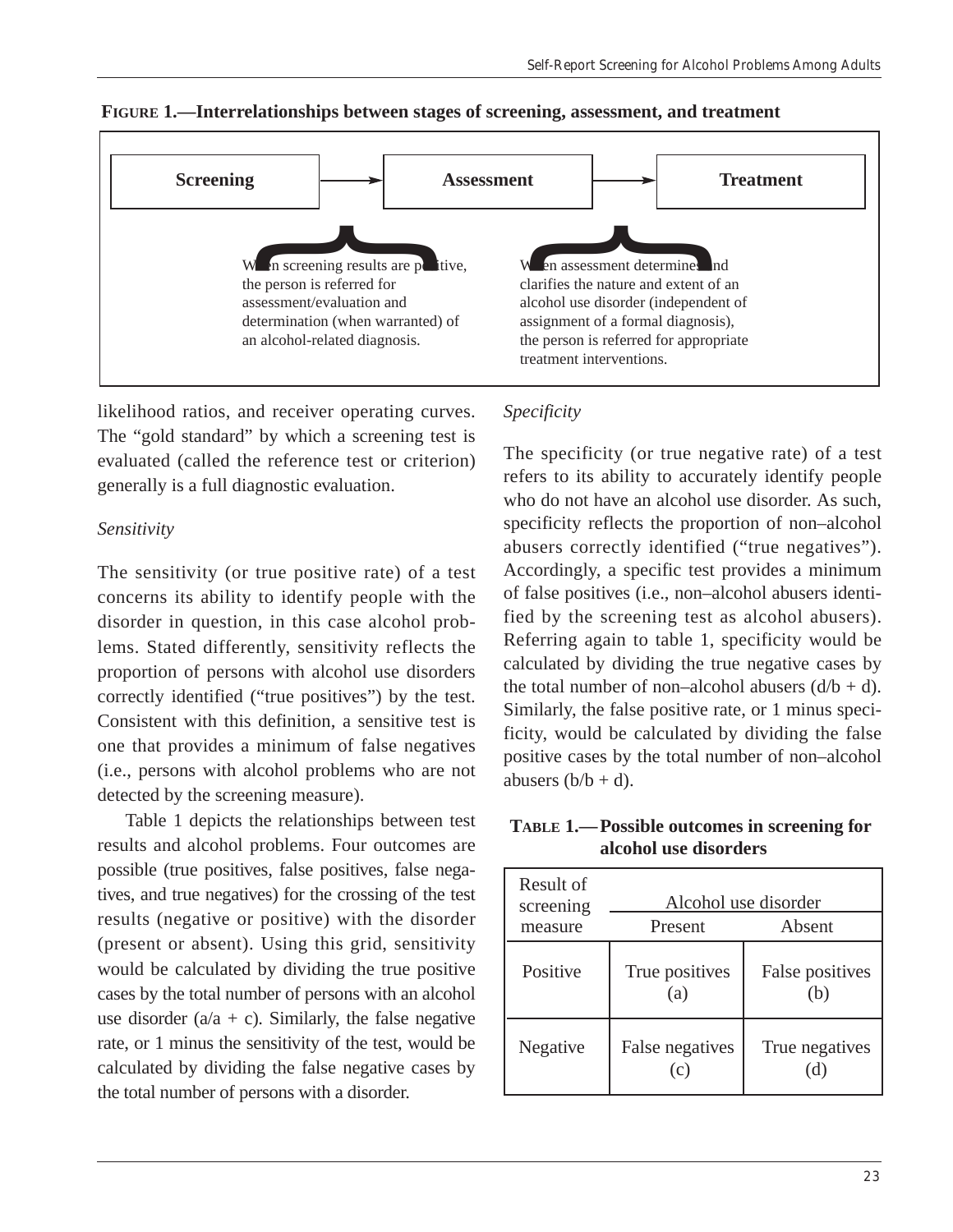**FIGURE 1.—Interrelationships between stages of screening, assessment, and treatment**

**Screening** → **Assessment** → **Treatment**

When screening results are positive, the person is referred for assessment/evaluation and determination (when warranted) of an alcohol-related diagnosis.

When assessment determines and clarifies the nature and extent of an alcohol use disorder (independent of assignment of a formal diagnosis), the person is referred for appropriate treatment interventions.

likelihood ratios, and receiver operating curves. The "gold standard" by which a screening test is evaluated (called the reference test or criterion) generally is a full diagnostic evaluation.

*Sensitivity*

The sensitivity (or true positive rate) of a test concerns its ability to identify people with the disorder in question, in this case alcohol problems. Stated differently, sensitivity reflects the proportion of persons with alcohol use disorders correctly identified ("true positives") by the test. Consistent with this definition, a sensitive test is one that provides a minimum of false negatives (i.e., persons with alcohol problems who are not detected by the screening measure).

Table 1 depicts the relationships between test results and alcohol problems. Four outcomes are possible (true positives, false positives, false negatives, and true negatives) for the crossing of the test results (negative or positive) with the disorder (present or absent). Using this grid, sensitivity would be calculated by dividing the true positive cases by the total number of persons with an alcohol use disorder (a/a + c). Similarly, the false negative rate, or 1 minus the sensitivity of the test, would be calculated by dividing the false negative cases by the total number of persons with a disorder.

*Specificity*

The specificity (or true negative rate) of a test refers to its ability to accurately identify people who do not have an alcohol use disorder. As such, specificity reflects the proportion of non–alcohol abusers correctly identified ("true negatives"). Accordingly, a specific test provides a minimum of false positives (i.e., non–alcohol abusers identified by the screening test as alcohol abusers). Referring again to table 1, specificity would be calculated by dividing the true negative cases by the total number of non–alcohol abusers (d/b + d). Similarly, the false positive rate, or 1 minus specificity, would be calculated by dividing the false positive cases by the total number of non–alcohol abusers (b/b + d).

**TABLE 1.—Possible outcomes in screening for alcohol use disorders**

| Result of screening measure | Alcohol use disorder | |
|---|---|---|
| | Present | Absent |
| Positive | True positives (a) | False positives (b) |
| Negative | False negatives (c) | True negatives (d) |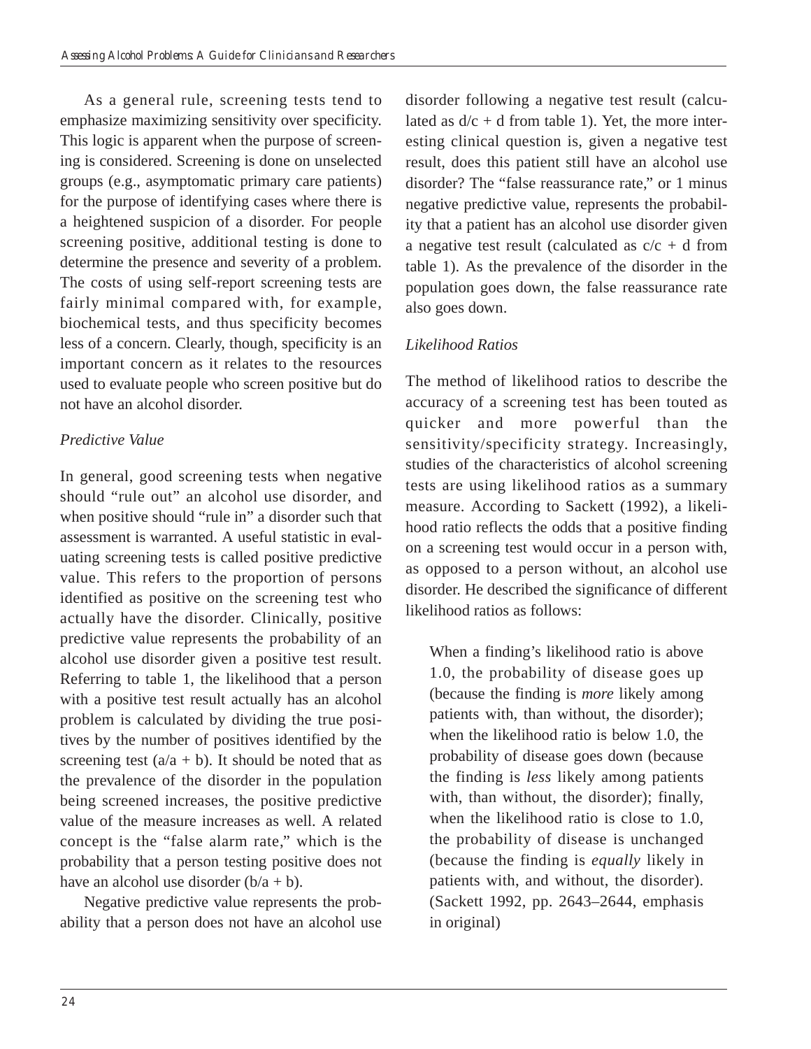As a general rule, screening tests tend to emphasize maximizing sensitivity over specificity. This logic is apparent when the purpose of screening is considered. Screening is done on unselected groups (e.g., asymptomatic primary care patients) for the purpose of identifying cases where there is a heightened suspicion of a disorder. For people screening positive, additional testing is done to determine the presence and severity of a problem. The costs of using self-report screening tests are fairly minimal compared with, for example, biochemical tests, and thus specificity becomes less of a concern. Clearly, though, specificity is an important concern as it relates to the resources used to evaluate people who screen positive but do not have an alcohol disorder.

### *Predictive Value*

In general, good screening tests when negative should "rule out" an alcohol use disorder, and when positive should "rule in" a disorder such that assessment is warranted. A useful statistic in evaluating screening tests is called positive predictive value. This refers to the proportion of persons identified as positive on the screening test who actually have the disorder. Clinically, positive predictive value represents the probability of an alcohol use disorder given a positive test result. Referring to table 1, the likelihood that a person with a positive test result actually has an alcohol problem is calculated by dividing the true positives by the number of positives identified by the screening test ($a/a + b$). It should be noted that as the prevalence of the disorder in the population being screened increases, the positive predictive value of the measure increases as well. A related concept is the "false alarm rate," which is the probability that a person testing positive does not have an alcohol use disorder ($b/a + b$).

Negative predictive value represents the probability that a person does not have an alcohol use disorder following a negative test result (calculated as $d/c + d$ from table 1). Yet, the more interesting clinical question is, given a negative test result, does this patient still have an alcohol use disorder? The "false reassurance rate," or 1 minus negative predictive value, represents the probability that a patient has an alcohol use disorder given a negative test result (calculated as $c/c + d$ from table 1). As the prevalence of the disorder in the population goes down, the false reassurance rate also goes down.

### *Likelihood Ratios*

The method of likelihood ratios to describe the accuracy of a screening test has been touted as quicker and more powerful than the sensitivity/specificity strategy. Increasingly, studies of the characteristics of alcohol screening tests are using likelihood ratios as a summary measure. According to Sackett (1992), a likelihood ratio reflects the odds that a positive finding on a screening test would occur in a person with, as opposed to a person without, an alcohol use disorder. He described the significance of different likelihood ratios as follows:

> When a finding's likelihood ratio is above 1.0, the probability of disease goes up (because the finding is *more* likely among patients with, than without, the disorder); when the likelihood ratio is below 1.0, the probability of disease goes down (because the finding is *less* likely among patients with, than without, the disorder); finally, when the likelihood ratio is close to 1.0, the probability of disease is unchanged (because the finding is *equally* likely in patients with, and without, the disorder). (Sackett 1992, pp. 2643–2644, emphasis in original)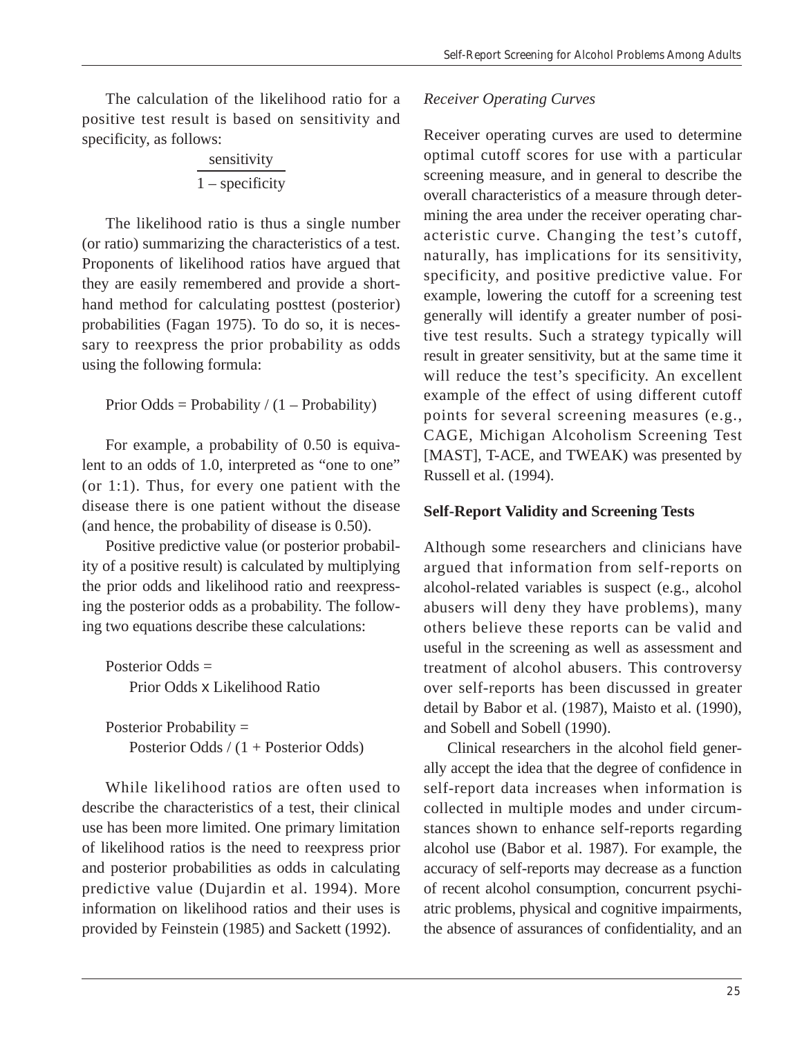The calculation of the likelihood ratio for a positive test result is based on sensitivity and specificity, as follows:

$$\frac{\text{sensitivity}}{1 - \text{specificity}}$$

The likelihood ratio is thus a single number (or ratio) summarizing the characteristics of a test. Proponents of likelihood ratios have argued that they are easily remembered and provide a shorthand method for calculating posttest (posterior) probabilities (Fagan 1975). To do so, it is necessary to reexpress the prior probability as odds using the following formula:

Prior Odds = Probability / (1 – Probability)

For example, a probability of 0.50 is equivalent to an odds of 1.0, interpreted as "one to one" (or 1:1). Thus, for every one patient with the disease there is one patient without the disease (and hence, the probability of disease is 0.50).

Positive predictive value (or posterior probability of a positive result) is calculated by multiplying the prior odds and likelihood ratio and reexpressing the posterior odds as a probability. The following two equations describe these calculations:

Posterior Odds =
Prior Odds x Likelihood Ratio

Posterior Probability =
Posterior Odds / (1 + Posterior Odds)

While likelihood ratios are often used to describe the characteristics of a test, their clinical use has been more limited. One primary limitation of likelihood ratios is the need to reexpress prior and posterior probabilities as odds in calculating predictive value (Dujardin et al. 1994). More information on likelihood ratios and their uses is provided by Feinstein (1985) and Sackett (1992).

*Receiver Operating Curves*

Receiver operating curves are used to determine optimal cutoff scores for use with a particular screening measure, and in general to describe the overall characteristics of a measure through determining the area under the receiver operating characteristic curve. Changing the test's cutoff, naturally, has implications for its sensitivity, specificity, and positive predictive value. For example, lowering the cutoff for a screening test generally will identify a greater number of positive test results. Such a strategy typically will result in greater sensitivity, but at the same time it will reduce the test's specificity. An excellent example of the effect of using different cutoff points for several screening measures (e.g., CAGE, Michigan Alcoholism Screening Test [MAST], T-ACE, and TWEAK) was presented by Russell et al. (1994).

## Self-Report Validity and Screening Tests

Although some researchers and clinicians have argued that information from self-reports on alcohol-related variables is suspect (e.g., alcohol abusers will deny they have problems), many others believe these reports can be valid and useful in the screening as well as assessment and treatment of alcohol abusers. This controversy over self-reports has been discussed in greater detail by Babor et al. (1987), Maisto et al. (1990), and Sobell and Sobell (1990).

Clinical researchers in the alcohol field generally accept the idea that the degree of confidence in self-report data increases when information is collected in multiple modes and under circumstances shown to enhance self-reports regarding alcohol use (Babor et al. 1987). For example, the accuracy of self-reports may decrease as a function of recent alcohol consumption, concurrent psychiatric problems, physical and cognitive impairments, the absence of assurances of confidentiality, and an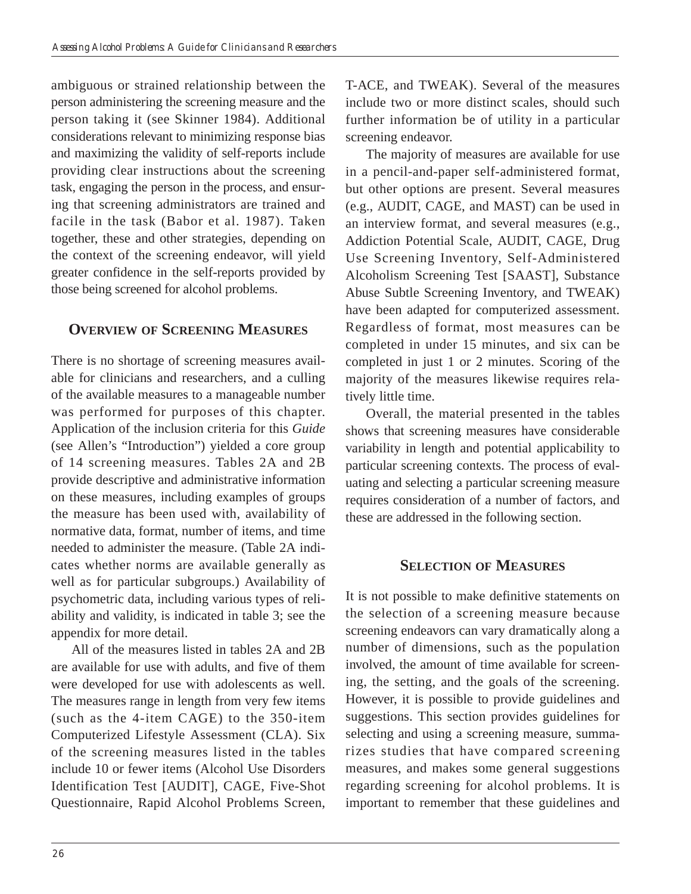ambiguous or strained relationship between the person administering the screening measure and the person taking it (see Skinner 1984). Additional considerations relevant to minimizing response bias and maximizing the validity of self-reports include providing clear instructions about the screening task, engaging the person in the process, and ensuring that screening administrators are trained and facile in the task (Babor et al. 1987). Taken together, these and other strategies, depending on the context of the screening endeavor, will yield greater confidence in the self-reports provided by those being screened for alcohol problems.

## Overview of Screening Measures

There is no shortage of screening measures available for clinicians and researchers, and a culling of the available measures to a manageable number was performed for purposes of this chapter. Application of the inclusion criteria for this *Guide* (see Allen's "Introduction") yielded a core group of 14 screening measures. Tables 2A and 2B provide descriptive and administrative information on these measures, including examples of groups the measure has been used with, availability of normative data, format, number of items, and time needed to administer the measure. (Table 2A indicates whether norms are available generally as well as for particular subgroups.) Availability of psychometric data, including various types of reliability and validity, is indicated in table 3; see the appendix for more detail.

All of the measures listed in tables 2A and 2B are available for use with adults, and five of them were developed for use with adolescents as well. The measures range in length from very few items (such as the 4-item CAGE) to the 350-item Computerized Lifestyle Assessment (CLA). Six of the screening measures listed in the tables include 10 or fewer items (Alcohol Use Disorders Identification Test [AUDIT], CAGE, Five-Shot Questionnaire, Rapid Alcohol Problems Screen, T-ACE, and TWEAK). Several of the measures include two or more distinct scales, should such further information be of utility in a particular screening endeavor.

The majority of measures are available for use in a pencil-and-paper self-administered format, but other options are present. Several measures (e.g., AUDIT, CAGE, and MAST) can be used in an interview format, and several measures (e.g., Addiction Potential Scale, AUDIT, CAGE, Drug Use Screening Inventory, Self-Administered Alcoholism Screening Test [SAAST], Substance Abuse Subtle Screening Inventory, and TWEAK) have been adapted for computerized assessment. Regardless of format, most measures can be completed in under 15 minutes, and six can be completed in just 1 or 2 minutes. Scoring of the majority of the measures likewise requires relatively little time.

Overall, the material presented in the tables shows that screening measures have considerable variability in length and potential applicability to particular screening contexts. The process of evaluating and selecting a particular screening measure requires consideration of a number of factors, and these are addressed in the following section.

## Selection of Measures

It is not possible to make definitive statements on the selection of a screening measure because screening endeavors can vary dramatically along a number of dimensions, such as the population involved, the amount of time available for screening, the setting, and the goals of the screening. However, it is possible to provide guidelines and suggestions. This section provides guidelines for selecting and using a screening measure, summarizes studies that have compared screening measures, and makes some general suggestions regarding screening for alcohol problems. It is important to remember that these guidelines and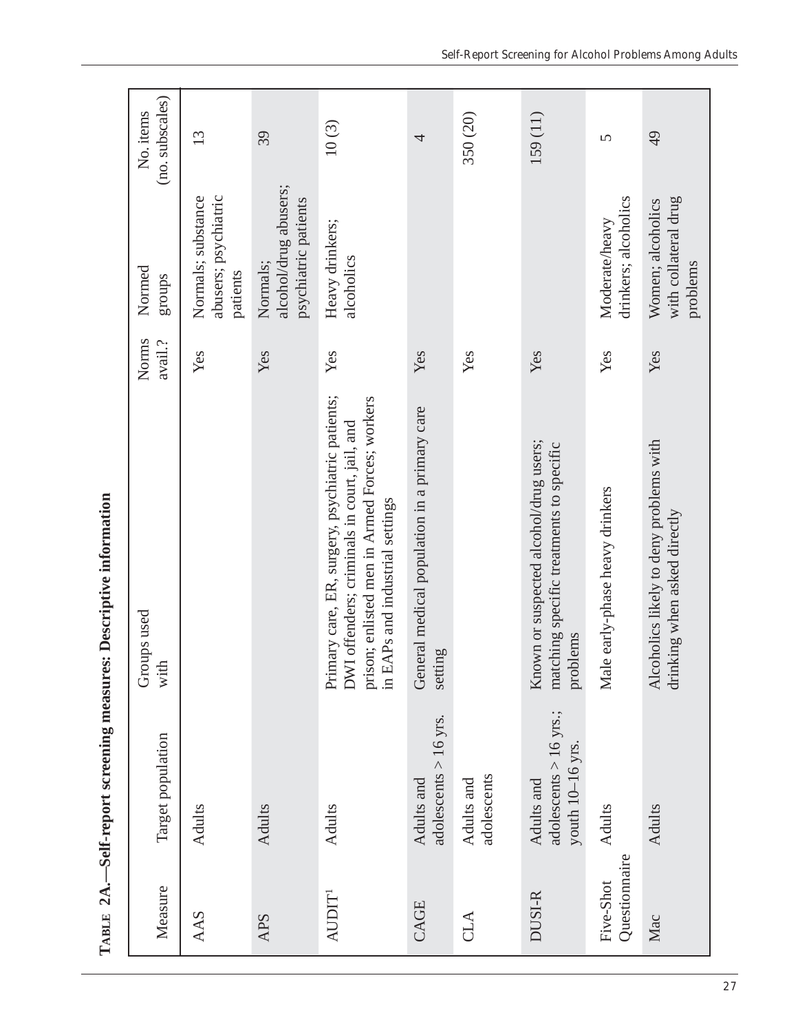**Table 2A.—Self-report screening measures: Descriptive information**

| Measure | Target population | Groups used with | Norms avail.? | Normed groups | No. items (no. subscales) |
|---|---|---|---|---|---|
| AAS | Adults | | Yes | Normals; substance abusers; psychiatric patients | 13 |
| APS | Adults | | Yes | Normals; alcohol/drug abusers; psychiatric patients | 39 |
| AUDIT[1] | Adults | Primary care, ER, surgery, psychiatric patients; DWI offenders; criminals in court, jail, and prison; enlisted men in Armed Forces; workers in EAPs and industrial settings | Yes | Heavy drinkers; alcoholics | 10 (3) |
| CAGE | Adults and adolescents > 16 yrs. | General medical population in a primary care setting | Yes | | 4 |
| CLA | Adults and adolescents | | Yes | | 350 (20) |
| DUSI-R | Adults and adolescents > 16 yrs.; youth 10–16 yrs. | Known or suspected alcohol/drug users; matching specific treatments to specific problems | Yes | | 159 (11) |
| Five-Shot Questionnaire | Adults | Male early-phase heavy drinkers | Yes | Moderate/heavy drinkers; alcoholics | 5 |
| Mac | Adults | Alcoholics likely to deny problems with drinking when asked directly | Yes | Women; alcoholics with collateral drug problems | 49 |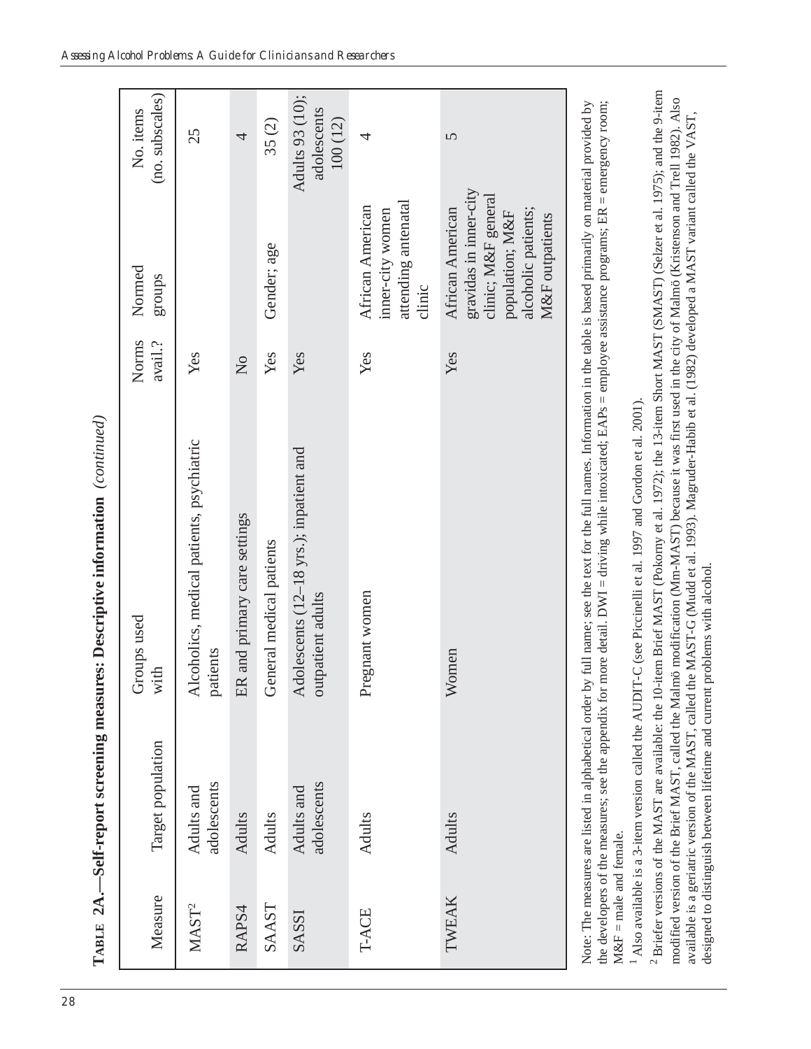**Table 2A.—Self-report screening measures: Descriptive information** *(continued)*

| Measure | Target population | Groups used with | Norms avail.? | Normed groups | No. items (no. subscales) |
|---|---|---|---|---|---|
| MAST[2] | Adults and adolescents | Alcoholics, medical patients, psychiatric patients | Yes | | 25 |
| RAPS4 | Adults | ER and primary care settings | No | | 4 |
| SAAST | Adults | General medical patients | Yes | Gender; age | 35 (2) |
| SASSI | Adults and adolescents | Adolescents (12–18 yrs.); inpatient and outpatient adults | Yes | | Adults 93 (10); adolescents 100 (12) |
| T-ACE | Adults | Pregnant women | Yes | African American inner-city women attending antenatal clinic | 4 |
| TWEAK | Adults | Women | Yes | African American gravidas in inner-city clinic; M&F general population; M&F alcoholic patients; M&F outpatients | 5 |

Note: The measures are listed in alphabetical order by full name; see the text for the full names. Information in the table is based primarily on material provided by the developers of the measures; see the appendix for more detail. DWI = driving while intoxicated; EAPs = employee assistance programs; ER = emergency room; M&F = male and female.

[1] Also available is a 3-item version called the AUDIT-C (see Piccinelli et al. 1997 and Gordon et al. 2001).

[2] Briefer versions of the MAST are available: the 10-item Brief MAST (Pokorny et al. 1972); the 13-item Short MAST (SMAST) (Selzer et al. 1975); and the 9-item modified version of the Brief MAST, called the Malmö modification (Mm-MAST) because it was first used in the city of Malmö (Kristenson and Trell 1982). Also available is a geriatric version of the MAST, called the MAST-G (Mudd et al. 1993). Magruder-Habib et al. (1982) developed a MAST variant called the VAST, designed to distinguish between lifetime and current problems with alcohol.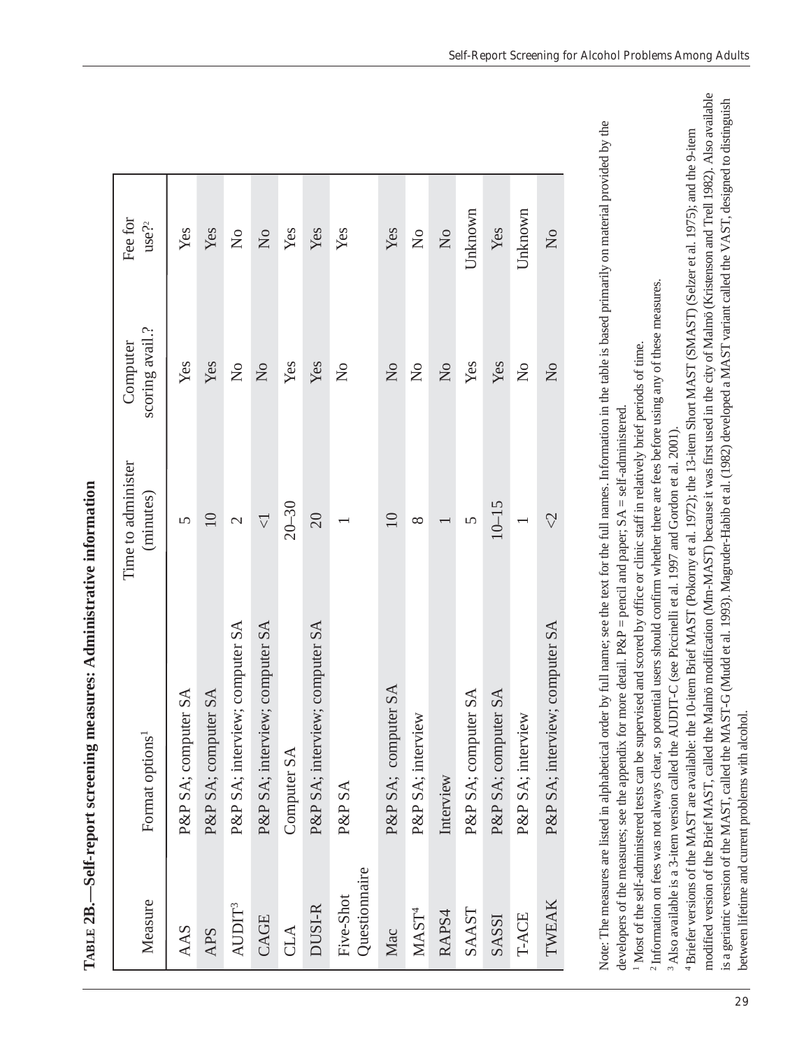**Table 2B.—Self-report screening measures: Administrative information**

| Measure | Format options[1] | Time to administer (minutes) | Computer scoring avail.? | Fee for use?[2] |
|---|---|---|---|---|
| AAS | P&P SA; computer SA | 5 | Yes | Yes |
| APS | P&P SA; computer SA | 10 | Yes | Yes |
| AUDIT[3] | P&P SA; interview; computer SA | 2 | No | No |
| CAGE | P&P SA; interview; computer SA | <1 | No | No |
| CLA | Computer SA | 20–30 | Yes | Yes |
| DUSI-R | P&P SA; interview; computer SA | 20 | Yes | Yes |
| Five-Shot Questionnaire | P&P SA | 1 | No | Yes |
| Mac | P&P SA; computer SA | 10 | No | Yes |
| MAST[4] | P&P SA; interview | 8 | No | No |
| RAPS4 | Interview | 1 | No | No |
| SAAST | P&P SA; computer SA | 5 | Yes | Unknown |
| SASSI | P&P SA; computer SA | 10–15 | Yes | Yes |
| T-ACE | P&P SA; interview | 1 | No | Unknown |
| TWEAK | P&P SA; interview; computer SA | <2 | No | No |

Note: The measures are listed in alphabetical order by full name; see the text for the full names. Information in the table is based primarily on material provided by the developers of the measures; see the appendix for more detail. P&P = pencil and paper; SA = self-administered.

[1] Most of the self-administered tests can be supervised and scored by office or clinic staff in relatively brief periods of time.

[2] Information on fees was not always clear, so potential users should confirm whether there are fees before using any of these measures.

[3] Also available is a 3-item version called the AUDIT-C (see Piccinelli et al. 1997 and Gordon et al. 2001).

[4] Briefer versions of the MAST are available: the 10-item Brief MAST (Pokorny et al. 1972); the 13-item Short MAST (SMAST) (Selzer et al. 1975); and the 9-item modified version of the Brief MAST, called the Malmö modification (Mm-MAST) because it was first used in the city of Malmö (Kristenson and Trell 1982). Also available is a geriatric version of the MAST, called the MAST-G (Mudd et al. 1993). Magruder-Habib et al. (1982) developed a MAST variant called the VAST, designed to distinguish between lifetime and current problems with alcohol.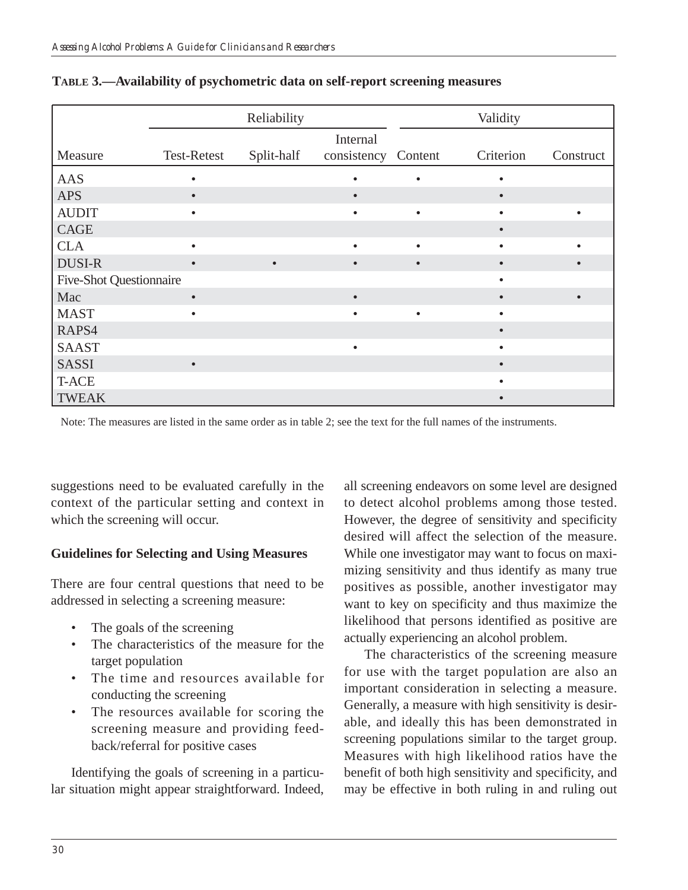**Table 3.—Availability of psychometric data on self-report screening measures**

| Measure | Reliability | | | Validity | | |
|---|---|---|---|---|---|---|
| | Test-Retest | Split-half | Internal consistency | Content | Criterion | Construct |
| AAS | • | | • | • | • | |
| APS | • | | • | | • | |
| AUDIT | • | | • | • | • | • |
| CAGE | | | | | • | |
| CLA | • | | • | • | • | • |
| DUSI-R | • | • | • | • | • | • |
| Five-Shot Questionnaire | | | | | • | |
| Mac | • | | • | | • | • |
| MAST | • | | • | • | • | |
| RAPS4 | | | | | • | |
| SAAST | | | • | | • | |
| SASSI | • | | | | • | |
| T-ACE | | | | | • | |
| TWEAK | | | | | • | |

Note: The measures are listed in the same order as in table 2; see the text for the full names of the instruments.

suggestions need to be evaluated carefully in the context of the particular setting and context in which the screening will occur.

**Guidelines for Selecting and Using Measures**

There are four central questions that need to be addressed in selecting a screening measure:

- The goals of the screening
- The characteristics of the measure for the target population
- The time and resources available for conducting the screening
- The resources available for scoring the screening measure and providing feedback/referral for positive cases

Identifying the goals of screening in a particular situation might appear straightforward. Indeed, all screening endeavors on some level are designed to detect alcohol problems among those tested. However, the degree of sensitivity and specificity desired will affect the selection of the measure. While one investigator may want to focus on maximizing sensitivity and thus identify as many true positives as possible, another investigator may want to key on specificity and thus maximize the likelihood that persons identified as positive are actually experiencing an alcohol problem.

The characteristics of the screening measure for use with the target population are also an important consideration in selecting a measure. Generally, a measure with high sensitivity is desirable, and ideally this has been demonstrated in screening populations similar to the target group. Measures with high likelihood ratios have the benefit of both high sensitivity and specificity, and may be effective in both ruling in and ruling out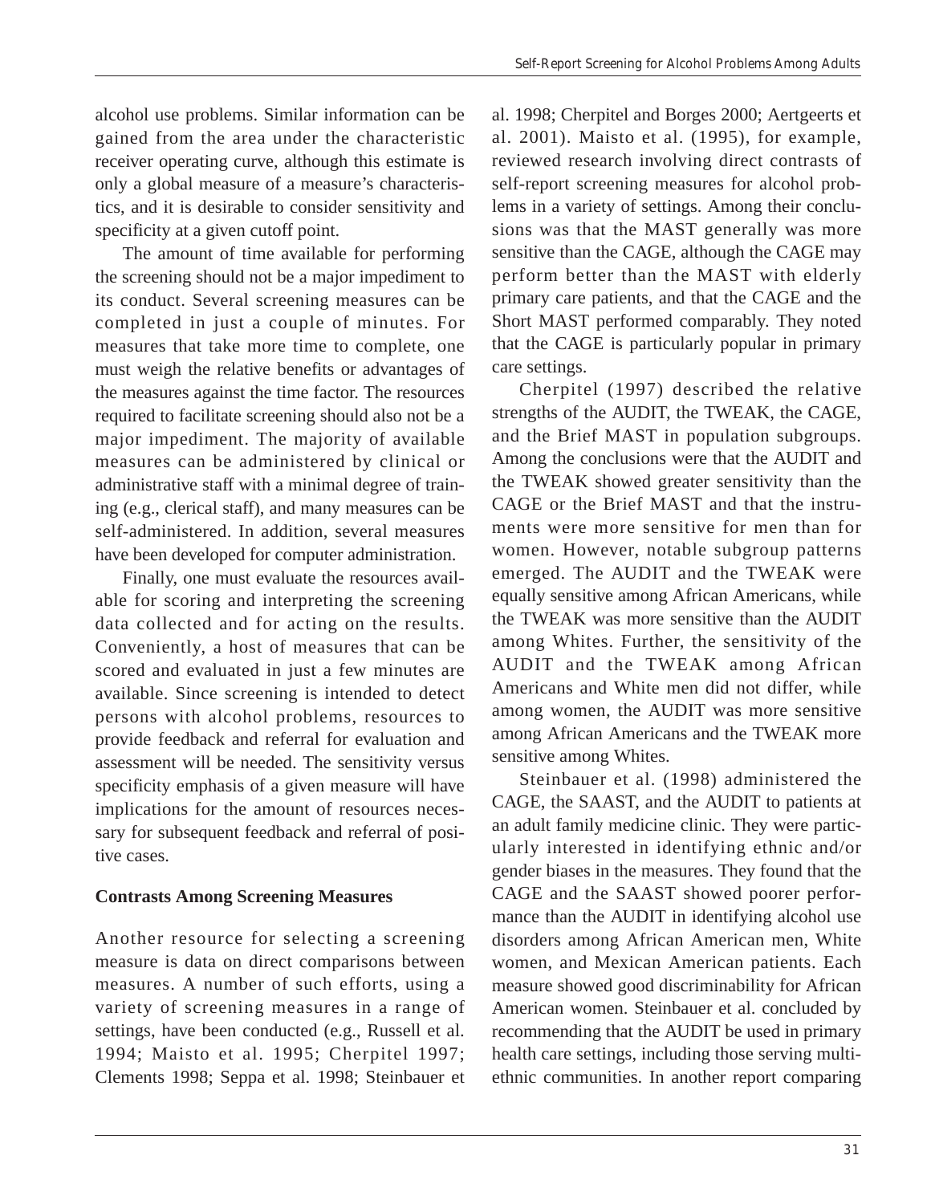alcohol use problems. Similar information can be gained from the area under the characteristic receiver operating curve, although this estimate is only a global measure of a measure's characteristics, and it is desirable to consider sensitivity and specificity at a given cutoff point.

The amount of time available for performing the screening should not be a major impediment to its conduct. Several screening measures can be completed in just a couple of minutes. For measures that take more time to complete, one must weigh the relative benefits or advantages of the measures against the time factor. The resources required to facilitate screening should also not be a major impediment. The majority of available measures can be administered by clinical or administrative staff with a minimal degree of training (e.g., clerical staff), and many measures can be self-administered. In addition, several measures have been developed for computer administration.

Finally, one must evaluate the resources available for scoring and interpreting the screening data collected and for acting on the results. Conveniently, a host of measures that can be scored and evaluated in just a few minutes are available. Since screening is intended to detect persons with alcohol problems, resources to provide feedback and referral for evaluation and assessment will be needed. The sensitivity versus specificity emphasis of a given measure will have implications for the amount of resources necessary for subsequent feedback and referral of positive cases.

## Contrasts Among Screening Measures

Another resource for selecting a screening measure is data on direct comparisons between measures. A number of such efforts, using a variety of screening measures in a range of settings, have been conducted (e.g., Russell et al. 1994; Maisto et al. 1995; Cherpitel 1997; Clements 1998; Seppa et al. 1998; Steinbauer et al. 1998; Cherpitel and Borges 2000; Aertgeerts et al. 2001). Maisto et al. (1995), for example, reviewed research involving direct contrasts of self-report screening measures for alcohol problems in a variety of settings. Among their conclusions was that the MAST generally was more sensitive than the CAGE, although the CAGE may perform better than the MAST with elderly primary care patients, and that the CAGE and the Short MAST performed comparably. They noted that the CAGE is particularly popular in primary care settings.

Cherpitel (1997) described the relative strengths of the AUDIT, the TWEAK, the CAGE, and the Brief MAST in population subgroups. Among the conclusions were that the AUDIT and the TWEAK showed greater sensitivity than the CAGE or the Brief MAST and that the instruments were more sensitive for men than for women. However, notable subgroup patterns emerged. The AUDIT and the TWEAK were equally sensitive among African Americans, while the TWEAK was more sensitive than the AUDIT among Whites. Further, the sensitivity of the AUDIT and the TWEAK among African Americans and White men did not differ, while among women, the AUDIT was more sensitive among African Americans and the TWEAK more sensitive among Whites.

Steinbauer et al. (1998) administered the CAGE, the SAAST, and the AUDIT to patients at an adult family medicine clinic. They were particularly interested in identifying ethnic and/or gender biases in the measures. They found that the CAGE and the SAAST showed poorer performance than the AUDIT in identifying alcohol use disorders among African American men, White women, and Mexican American patients. Each measure showed good discriminability for African American women. Steinbauer et al. concluded by recommending that the AUDIT be used in primary health care settings, including those serving multiethnic communities. In another report comparing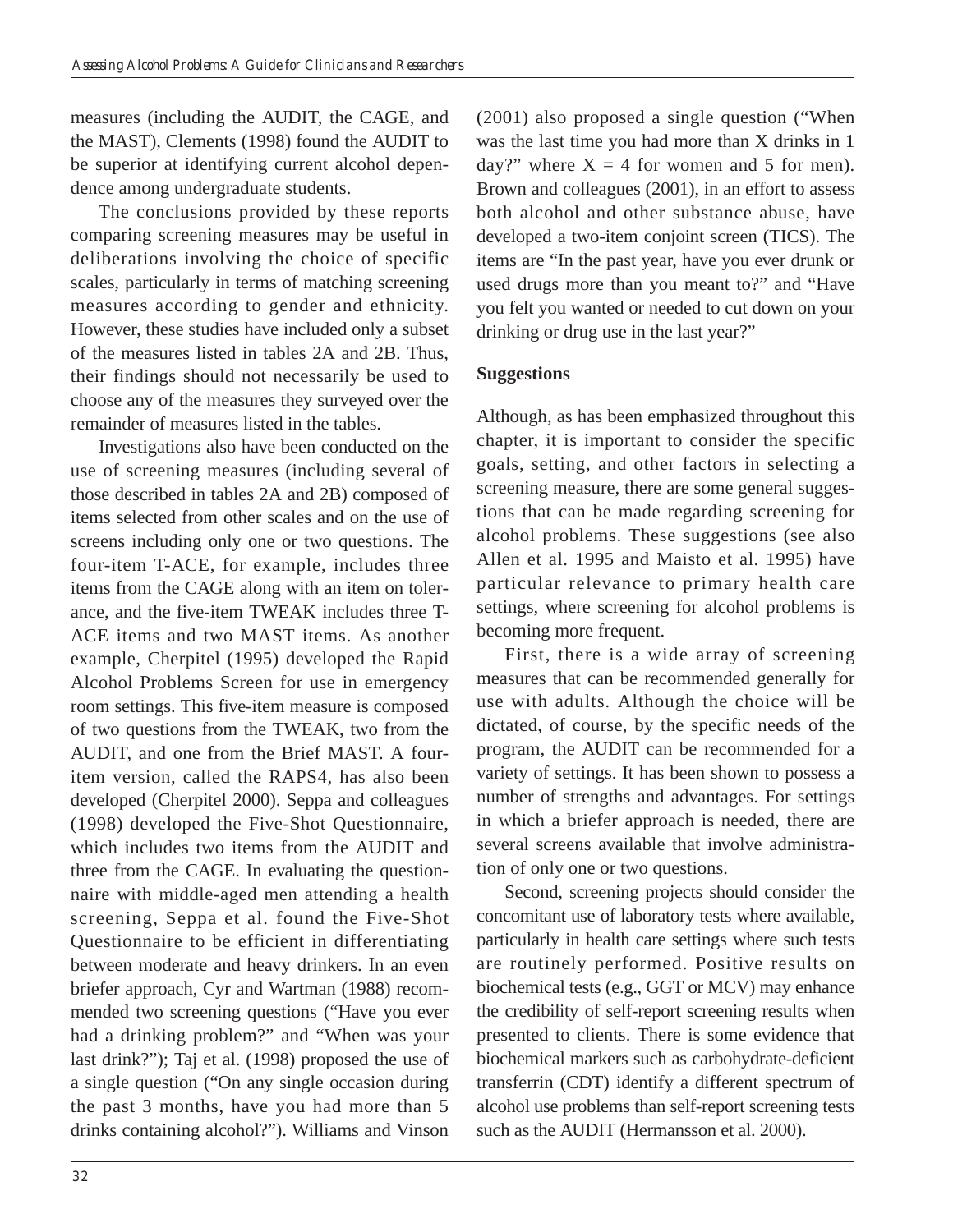measures (including the AUDIT, the CAGE, and the MAST), Clements (1998) found the AUDIT to be superior at identifying current alcohol dependence among undergraduate students.

The conclusions provided by these reports comparing screening measures may be useful in deliberations involving the choice of specific scales, particularly in terms of matching screening measures according to gender and ethnicity. However, these studies have included only a subset of the measures listed in tables 2A and 2B. Thus, their findings should not necessarily be used to choose any of the measures they surveyed over the remainder of measures listed in the tables.

Investigations also have been conducted on the use of screening measures (including several of those described in tables 2A and 2B) composed of items selected from other scales and on the use of screens including only one or two questions. The four-item T-ACE, for example, includes three items from the CAGE along with an item on tolerance, and the five-item TWEAK includes three T-ACE items and two MAST items. As another example, Cherpitel (1995) developed the Rapid Alcohol Problems Screen for use in emergency room settings. This five-item measure is composed of two questions from the TWEAK, two from the AUDIT, and one from the Brief MAST. A four-item version, called the RAPS4, has also been developed (Cherpitel 2000). Seppa and colleagues (1998) developed the Five-Shot Questionnaire, which includes two items from the AUDIT and three from the CAGE. In evaluating the questionnaire with middle-aged men attending a health screening, Seppa et al. found the Five-Shot Questionnaire to be efficient in differentiating between moderate and heavy drinkers. In an even briefer approach, Cyr and Wartman (1988) recommended two screening questions ("Have you ever had a drinking problem?" and "When was your last drink?"); Taj et al. (1998) proposed the use of a single question ("On any single occasion during the past 3 months, have you had more than 5 drinks containing alcohol?"). Williams and Vinson (2001) also proposed a single question ("When was the last time you had more than X drinks in 1 day?" where X = 4 for women and 5 for men). Brown and colleagues (2001), in an effort to assess both alcohol and other substance abuse, have developed a two-item conjoint screen (TICS). The items are "In the past year, have you ever drunk or used drugs more than you meant to?" and "Have you felt you wanted or needed to cut down on your drinking or drug use in the last year?"

### Suggestions

Although, as has been emphasized throughout this chapter, it is important to consider the specific goals, setting, and other factors in selecting a screening measure, there are some general suggestions that can be made regarding screening for alcohol problems. These suggestions (see also Allen et al. 1995 and Maisto et al. 1995) have particular relevance to primary health care settings, where screening for alcohol problems is becoming more frequent.

First, there is a wide array of screening measures that can be recommended generally for use with adults. Although the choice will be dictated, of course, by the specific needs of the program, the AUDIT can be recommended for a variety of settings. It has been shown to possess a number of strengths and advantages. For settings in which a briefer approach is needed, there are several screens available that involve administration of only one or two questions.

Second, screening projects should consider the concomitant use of laboratory tests where available, particularly in health care settings where such tests are routinely performed. Positive results on biochemical tests (e.g., GGT or MCV) may enhance the credibility of self-report screening results when presented to clients. There is some evidence that biochemical markers such as carbohydrate-deficient transferrin (CDT) identify a different spectrum of alcohol use problems than self-report screening tests such as the AUDIT (Hermansson et al. 2000).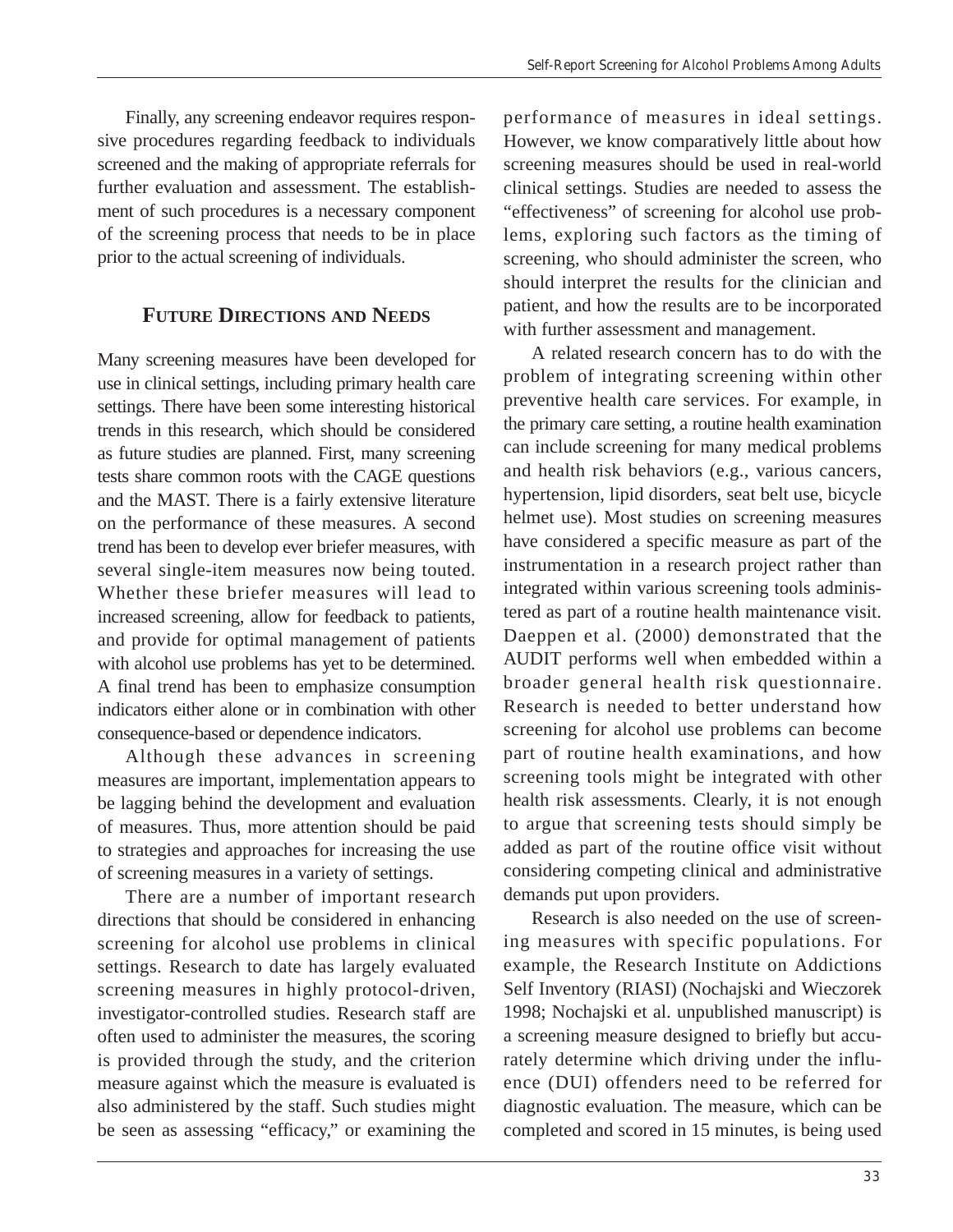Finally, any screening endeavor requires responsive procedures regarding feedback to individuals screened and the making of appropriate referrals for further evaluation and assessment. The establishment of such procedures is a necessary component of the screening process that needs to be in place prior to the actual screening of individuals.

## Future Directions and Needs

Many screening measures have been developed for use in clinical settings, including primary health care settings. There have been some interesting historical trends in this research, which should be considered as future studies are planned. First, many screening tests share common roots with the CAGE questions and the MAST. There is a fairly extensive literature on the performance of these measures. A second trend has been to develop ever briefer measures, with several single-item measures now being touted. Whether these briefer measures will lead to increased screening, allow for feedback to patients, and provide for optimal management of patients with alcohol use problems has yet to be determined. A final trend has been to emphasize consumption indicators either alone or in combination with other consequence-based or dependence indicators.

Although these advances in screening measures are important, implementation appears to be lagging behind the development and evaluation of measures. Thus, more attention should be paid to strategies and approaches for increasing the use of screening measures in a variety of settings.

There are a number of important research directions that should be considered in enhancing screening for alcohol use problems in clinical settings. Research to date has largely evaluated screening measures in highly protocol-driven, investigator-controlled studies. Research staff are often used to administer the measures, the scoring is provided through the study, and the criterion measure against which the measure is evaluated is also administered by the staff. Such studies might be seen as assessing "efficacy," or examining the performance of measures in ideal settings. However, we know comparatively little about how screening measures should be used in real-world clinical settings. Studies are needed to assess the "effectiveness" of screening for alcohol use problems, exploring such factors as the timing of screening, who should administer the screen, who should interpret the results for the clinician and patient, and how the results are to be incorporated with further assessment and management.

A related research concern has to do with the problem of integrating screening within other preventive health care services. For example, in the primary care setting, a routine health examination can include screening for many medical problems and health risk behaviors (e.g., various cancers, hypertension, lipid disorders, seat belt use, bicycle helmet use). Most studies on screening measures have considered a specific measure as part of the instrumentation in a research project rather than integrated within various screening tools administered as part of a routine health maintenance visit. Daeppen et al. (2000) demonstrated that the AUDIT performs well when embedded within a broader general health risk questionnaire. Research is needed to better understand how screening for alcohol use problems can become part of routine health examinations, and how screening tools might be integrated with other health risk assessments. Clearly, it is not enough to argue that screening tests should simply be added as part of the routine office visit without considering competing clinical and administrative demands put upon providers.

Research is also needed on the use of screening measures with specific populations. For example, the Research Institute on Addictions Self Inventory (RIASI) (Nochajski and Wieczorek 1998; Nochajski et al. unpublished manuscript) is a screening measure designed to briefly but accurately determine which driving under the influence (DUI) offenders need to be referred for diagnostic evaluation. The measure, which can be completed and scored in 15 minutes, is being used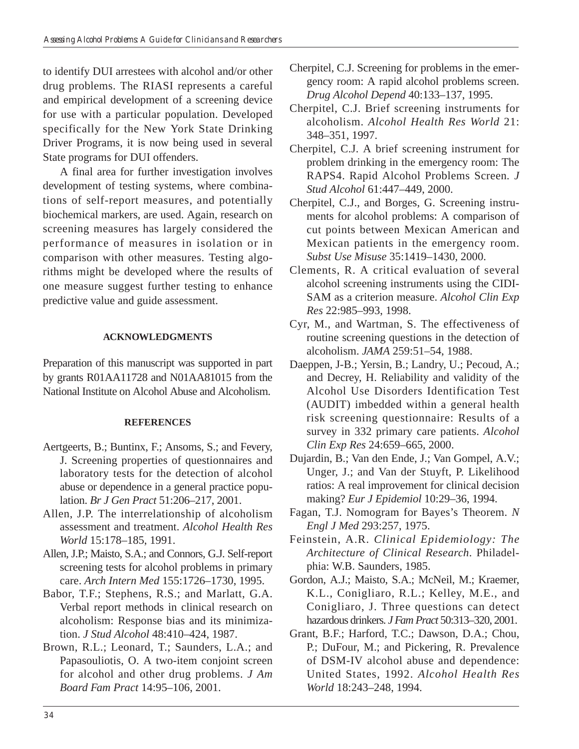to identify DUI arrestees with alcohol and/or other drug problems. The RIASI represents a careful and empirical development of a screening device for use with a particular population. Developed specifically for the New York State Drinking Driver Programs, it is now being used in several State programs for DUI offenders.

A final area for further investigation involves development of testing systems, where combinations of self-report measures, and potentially biochemical markers, are used. Again, research on screening measures has largely considered the performance of measures in isolation or in comparison with other measures. Testing algorithms might be developed where the results of one measure suggest further testing to enhance predictive value and guide assessment.

### ACKNOWLEDGMENTS

Preparation of this manuscript was supported in part by grants R01AA11728 and N01AA81015 from the National Institute on Alcohol Abuse and Alcoholism.

### REFERENCES

Aertgeerts, B.; Buntinx, F.; Ansoms, S.; and Fevery, J. Screening properties of questionnaires and laboratory tests for the detection of alcohol abuse or dependence in a general practice population. *Br J Gen Pract* 51:206–217, 2001.

Allen, J.P. The interrelationship of alcoholism assessment and treatment. *Alcohol Health Res World* 15:178–185, 1991.

Allen, J.P.; Maisto, S.A.; and Connors, G.J. Self-report screening tests for alcohol problems in primary care. *Arch Intern Med* 155:1726–1730, 1995.

Babor, T.F.; Stephens, R.S.; and Marlatt, G.A. Verbal report methods in clinical research on alcoholism: Response bias and its minimization. *J Stud Alcohol* 48:410–424, 1987.

Brown, R.L.; Leonard, T.; Saunders, L.A.; and Papasouliotis, O. A two-item conjoint screen for alcohol and other drug problems. *J Am Board Fam Pract* 14:95–106, 2001.

Cherpitel, C.J. Screening for problems in the emergency room: A rapid alcohol problems screen. *Drug Alcohol Depend* 40:133–137, 1995.

Cherpitel, C.J. Brief screening instruments for alcoholism. *Alcohol Health Res World* 21: 348–351, 1997.

Cherpitel, C.J. A brief screening instrument for problem drinking in the emergency room: The RAPS4. Rapid Alcohol Problems Screen. *J Stud Alcohol* 61:447–449, 2000.

Cherpitel, C.J., and Borges, G. Screening instruments for alcohol problems: A comparison of cut points between Mexican American and Mexican patients in the emergency room. *Subst Use Misuse* 35:1419–1430, 2000.

Clements, R. A critical evaluation of several alcohol screening instruments using the CIDI-SAM as a criterion measure. *Alcohol Clin Exp Res* 22:985–993, 1998.

Cyr, M., and Wartman, S. The effectiveness of routine screening questions in the detection of alcoholism. *JAMA* 259:51–54, 1988.

Daeppen, J-B.; Yersin, B.; Landry, U.; Pecoud, A.; and Decrey, H. Reliability and validity of the Alcohol Use Disorders Identification Test (AUDIT) imbedded within a general health risk screening questionnaire: Results of a survey in 332 primary care patients. *Alcohol Clin Exp Res* 24:659–665, 2000.

Dujardin, B.; Van den Ende, J.; Van Gompel, A.V.; Unger, J.; and Van der Stuyft, P. Likelihood ratios: A real improvement for clinical decision making? *Eur J Epidemiol* 10:29–36, 1994.

Fagan, T.J. Nomogram for Bayes's Theorem. *N Engl J Med* 293:257, 1975.

Feinstein, A.R. *Clinical Epidemiology: The Architecture of Clinical Research*. Philadelphia: W.B. Saunders, 1985.

Gordon, A.J.; Maisto, S.A.; McNeil, M.; Kraemer, K.L., Conigliaro, R.L.; Kelley, M.E., and Conigliaro, J. Three questions can detect hazardous drinkers. *J Fam Pract* 50:313–320, 2001.

Grant, B.F.; Harford, T.C.; Dawson, D.A.; Chou, P.; DuFour, M.; and Pickering, R. Prevalence of DSM-IV alcohol abuse and dependence: United States, 1992. *Alcohol Health Res World* 18:243–248, 1994.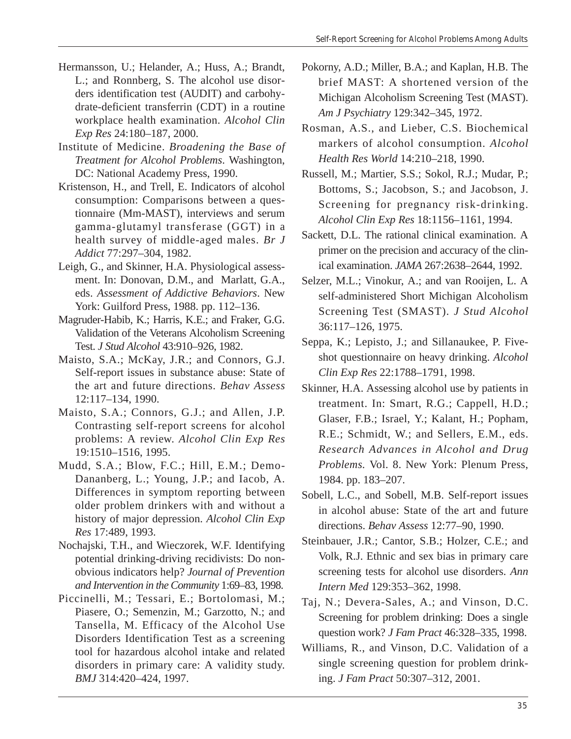Hermansson, U.; Helander, A.; Huss, A.; Brandt, L.; and Ronnberg, S. The alcohol use disorders identification test (AUDIT) and carbohydrate-deficient transferrin (CDT) in a routine workplace health examination. *Alcohol Clin Exp Res* 24:180–187, 2000.

Institute of Medicine. *Broadening the Base of Treatment for Alcohol Problems*. Washington, DC: National Academy Press, 1990.

Kristenson, H., and Trell, E. Indicators of alcohol consumption: Comparisons between a questionnaire (Mm-MAST), interviews and serum gamma-glutamyl transferase (GGT) in a health survey of middle-aged males. *Br J Addict* 77:297–304, 1982.

Leigh, G., and Skinner, H.A. Physiological assessment. In: Donovan, D.M., and Marlatt, G.A., eds. *Assessment of Addictive Behaviors*. New York: Guilford Press, 1988. pp. 112–136.

Magruder-Habib, K.; Harris, K.E.; and Fraker, G.G. Validation of the Veterans Alcoholism Screening Test. *J Stud Alcohol* 43:910–926, 1982.

Maisto, S.A.; McKay, J.R.; and Connors, G.J. Self-report issues in substance abuse: State of the art and future directions. *Behav Assess* 12:117–134, 1990.

Maisto, S.A.; Connors, G.J.; and Allen, J.P. Contrasting self-report screens for alcohol problems: A review. *Alcohol Clin Exp Res* 19:1510–1516, 1995.

Mudd, S.A.; Blow, F.C.; Hill, E.M.; Demo-Dananberg, L.; Young, J.P.; and Iacob, A. Differences in symptom reporting between older problem drinkers with and without a history of major depression. *Alcohol Clin Exp Res* 17:489, 1993.

Nochajski, T.H., and Wieczorek, W.F. Identifying potential drinking-driving recidivists: Do non-obvious indicators help? *Journal of Prevention and Intervention in the Community* 1:69–83, 1998.

Piccinelli, M.; Tessari, E.; Bortolomasi, M.; Piasere, O.; Semenzin, M.; Garzotto, N.; and Tansella, M. Efficacy of the Alcohol Use Disorders Identification Test as a screening tool for hazardous alcohol intake and related disorders in primary care: A validity study. *BMJ* 314:420–424, 1997.

Pokorny, A.D.; Miller, B.A.; and Kaplan, H.B. The brief MAST: A shortened version of the Michigan Alcoholism Screening Test (MAST). *Am J Psychiatry* 129:342–345, 1972.

Rosman, A.S., and Lieber, C.S. Biochemical markers of alcohol consumption. *Alcohol Health Res World* 14:210–218, 1990.

Russell, M.; Martier, S.S.; Sokol, R.J.; Mudar, P.; Bottoms, S.; Jacobson, S.; and Jacobson, J. Screening for pregnancy risk-drinking. *Alcohol Clin Exp Res* 18:1156–1161, 1994.

Sackett, D.L. The rational clinical examination. A primer on the precision and accuracy of the clinical examination. *JAMA* 267:2638–2644, 1992.

Selzer, M.L.; Vinokur, A.; and van Rooijen, L. A self-administered Short Michigan Alcoholism Screening Test (SMAST). *J Stud Alcohol* 36:117–126, 1975.

Seppa, K.; Lepisto, J.; and Sillanaukee, P. Five-shot questionnaire on heavy drinking. *Alcohol Clin Exp Res* 22:1788–1791, 1998.

Skinner, H.A. Assessing alcohol use by patients in treatment. In: Smart, R.G.; Cappell, H.D.; Glaser, F.B.; Israel, Y.; Kalant, H.; Popham, R.E.; Schmidt, W.; and Sellers, E.M., eds. *Research Advances in Alcohol and Drug Problems*. Vol. 8. New York: Plenum Press, 1984. pp. 183–207.

Sobell, L.C., and Sobell, M.B. Self-report issues in alcohol abuse: State of the art and future directions. *Behav Assess* 12:77–90, 1990.

Steinbauer, J.R.; Cantor, S.B.; Holzer, C.E.; and Volk, R.J. Ethnic and sex bias in primary care screening tests for alcohol use disorders. *Ann Intern Med* 129:353–362, 1998.

Taj, N.; Devera-Sales, A.; and Vinson, D.C. Screening for problem drinking: Does a single question work? *J Fam Pract* 46:328–335, 1998.

Williams, R., and Vinson, D.C. Validation of a single screening question for problem drinking. *J Fam Pract* 50:307–312, 2001.